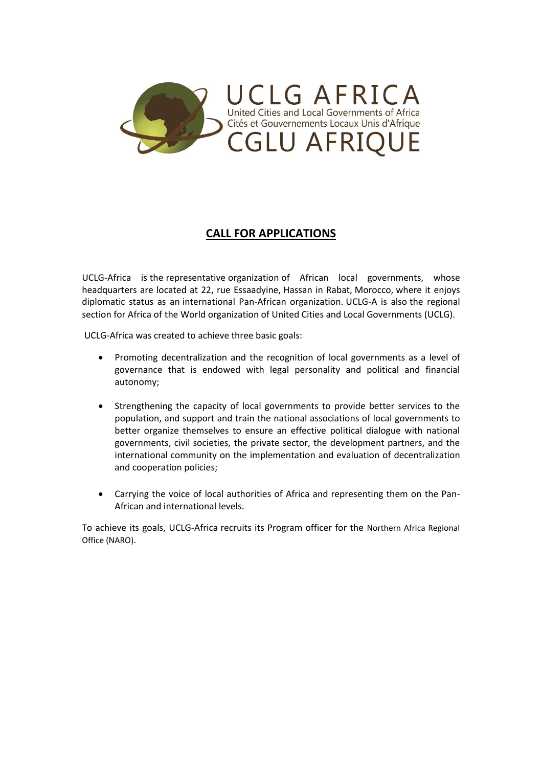UCLG AFRICA

United Cities and Local Governments of Africa

Cités et Gouvernements Locaux Unis d'Afrique

CGLU AFRIQUE

## CALL FOR APPLICATIONS

UCLG-Africa is the representative organization of African local governments, whose headquarters are located at 22, rue Essaadyine, Hassan in Rabat, Morocco, where it enjoys diplomatic status as an international Pan-African organization. UCLG-A is also the regional section for Africa of the World organization of United Cities and Local Governments (UCLG).

UCLG-Africa was created to achieve three basic goals:

- Promoting decentralization and the recognition of local governments as a level of governance that is endowed with legal personality and political and financial autonomy;
- Strengthening the capacity of local governments to provide better services to the population, and support and train the national associations of local governments to better organize themselves to ensure an effective political dialogue with national governments, civil societies, the private sector, the development partners, and the international community on the implementation and evaluation of decentralization and cooperation policies;
- Carrying the voice of local authorities of Africa and representing them on the Pan-African and international levels.

To achieve its goals, UCLG-Africa recruits its Program officer for the Northern Africa Regional Office (NARO).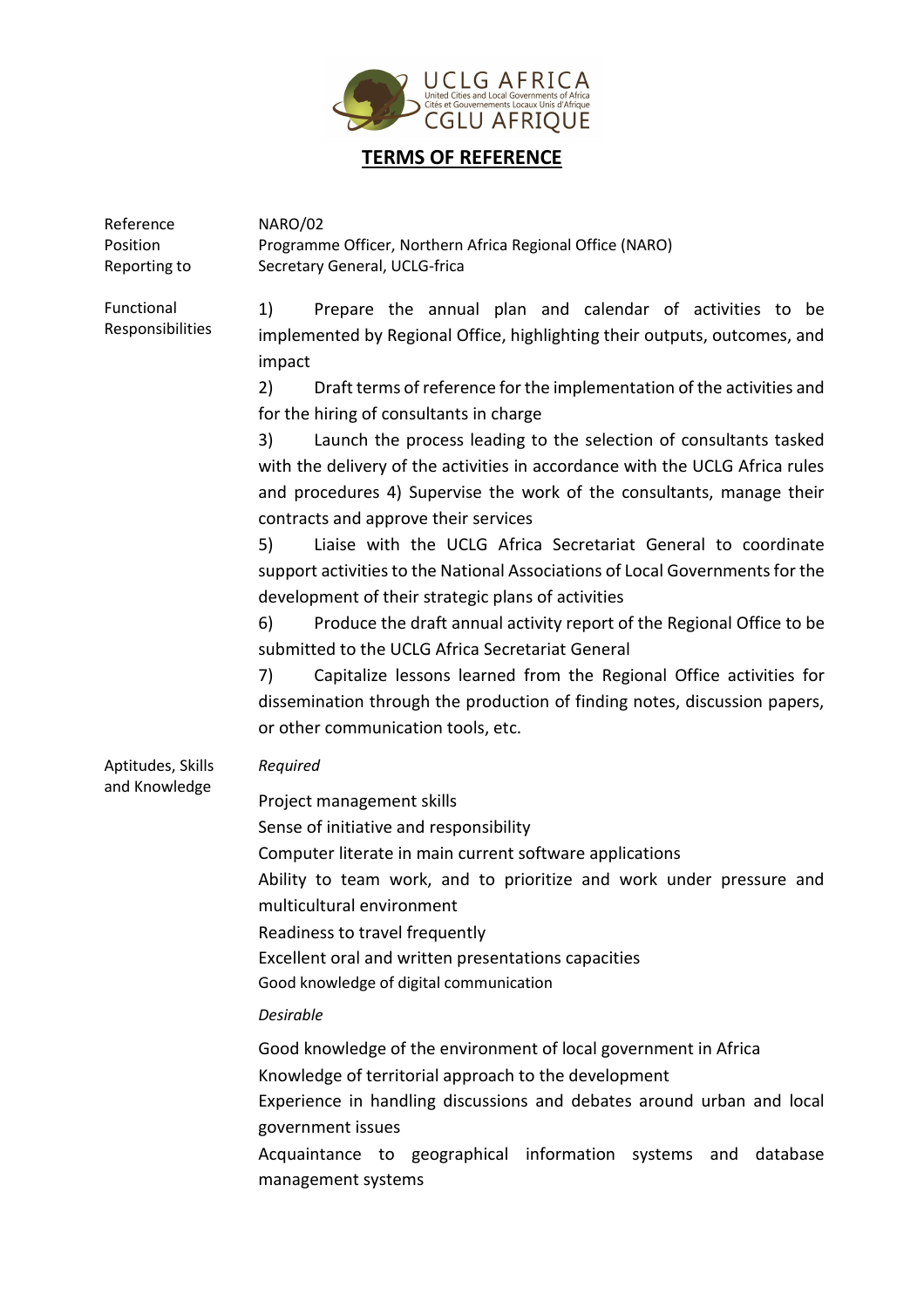# TERMS OF REFERENCE

| | |
|---|---|
| Reference | NARO/02 |
| Position | Programme Officer, Northern Africa Regional Office (NARO) |
| Reporting to | Secretary General, UCLG-frica |

**Functional Responsibilities**

1) Prepare the annual plan and calendar of activities to be implemented by Regional Office, highlighting their outputs, outcomes, and impact
2) Draft terms of reference for the implementation of the activities and for the hiring of consultants in charge
3) Launch the process leading to the selection of consultants tasked with the delivery of the activities in accordance with the UCLG Africa rules and procedures 4) Supervise the work of the consultants, manage their contracts and approve their services
5) Liaise with the UCLG Africa Secretariat General to coordinate support activities to the National Associations of Local Governments for the development of their strategic plans of activities
6) Produce the draft annual activity report of the Regional Office to be submitted to the UCLG Africa Secretariat General
7) Capitalize lessons learned from the Regional Office activities for dissemination through the production of finding notes, discussion papers, or other communication tools, etc.

**Aptitudes, Skills and Knowledge**

*Required*

Project management skills
Sense of initiative and responsibility
Computer literate in main current software applications
Ability to team work, and to prioritize and work under pressure and multicultural environment
Readiness to travel frequently
Excellent oral and written presentations capacities
Good knowledge of digital communication

*Desirable*

Good knowledge of the environment of local government in Africa
Knowledge of territorial approach to the development
Experience in handling discussions and debates around urban and local government issues
Acquaintance to geographical information systems and database management systems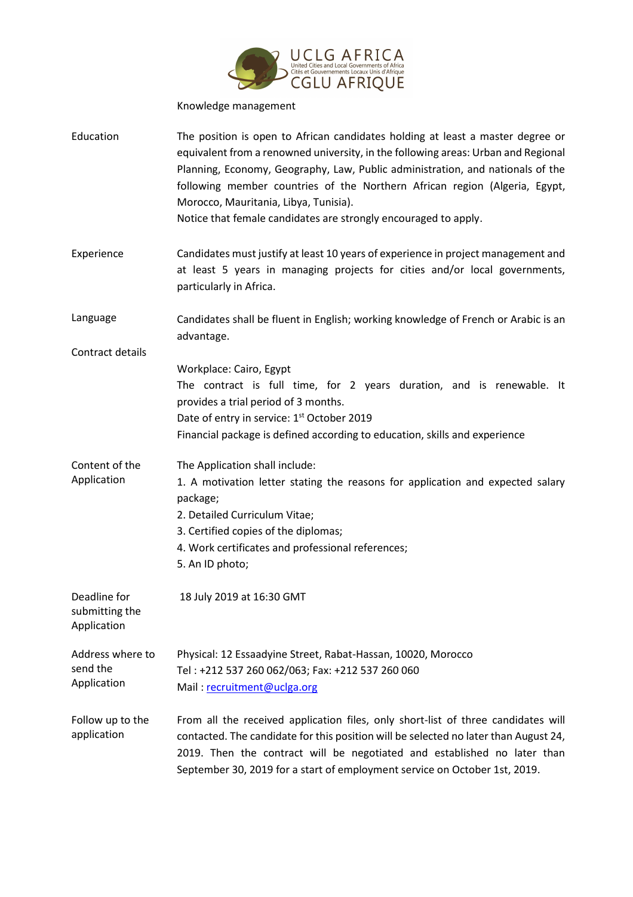UCLG AFRICA
United Cities and Local Governments of Africa
Cités et Gouvernements Locaux Unis d'Afrique
CGLU AFRIQUE

Knowledge management

| | |
|---|---|
| Education | The position is open to African candidates holding at least a master degree or equivalent from a renowned university, in the following areas: Urban and Regional Planning, Economy, Geography, Law, Public administration, and nationals of the following member countries of the Northern African region (Algeria, Egypt, Morocco, Mauritania, Libya, Tunisia).<br>Notice that female candidates are strongly encouraged to apply. |
| Experience | Candidates must justify at least 10 years of experience in project management and at least 5 years in managing projects for cities and/or local governments, particularly in Africa. |
| Language | Candidates shall be fluent in English; working knowledge of French or Arabic is an advantage. |
| Contract details | Workplace: Cairo, Egypt<br>The contract is full time, for 2 years duration, and is renewable. It provides a trial period of 3 months.<br>Date of entry in service: 1st October 2019<br>Financial package is defined according to education, skills and experience |
| Content of the Application | The Application shall include:<br>1. A motivation letter stating the reasons for application and expected salary package;<br>2. Detailed Curriculum Vitae;<br>3. Certified copies of the diplomas;<br>4. Work certificates and professional references;<br>5. An ID photo; |
| Deadline for submitting the Application | 18 July 2019 at 16:30 GMT |
| Address where to send the Application | Physical: 12 Essaadyine Street, Rabat-Hassan, 10020, Morocco<br>Tel : +212 537 260 062/063; Fax: +212 537 260 060<br>Mail : recruitment@uclga.org |
| Follow up to the application | From all the received application files, only short-list of three candidates will contacted. The candidate for this position will be selected no later than August 24, 2019. Then the contract will be negotiated and established no later than September 30, 2019 for a start of employment service on October 1st, 2019. |